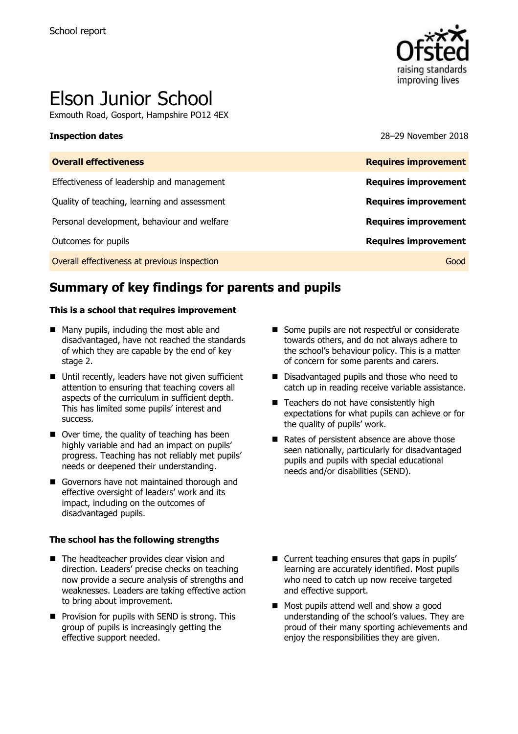School report

# Elson Junior School

Exmouth Road, Gosport, Hampshire PO12 4EX

**Inspection dates** 28–29 November 2018

| **Overall effectiveness** | **Requires improvement** |
|---|---|
| Effectiveness of leadership and management | **Requires improvement** |
| Quality of teaching, learning and assessment | **Requires improvement** |
| Personal development, behaviour and welfare | **Requires improvement** |
| Outcomes for pupils | **Requires improvement** |
| Overall effectiveness at previous inspection | Good |

## Summary of key findings for parents and pupils

**This is a school that requires improvement**

- Many pupils, including the most able and disadvantaged, have not reached the standards of which they are capable by the end of key stage 2.
- Until recently, leaders have not given sufficient attention to ensuring that teaching covers all aspects of the curriculum in sufficient depth. This has limited some pupils' interest and success.
- Over time, the quality of teaching has been highly variable and had an impact on pupils' progress. Teaching has not reliably met pupils' needs or deepened their understanding.
- Governors have not maintained thorough and effective oversight of leaders' work and its impact, including on the outcomes of disadvantaged pupils.
- Some pupils are not respectful or considerate towards others, and do not always adhere to the school's behaviour policy. This is a matter of concern for some parents and carers.
- Disadvantaged pupils and those who need to catch up in reading receive variable assistance.
- Teachers do not have consistently high expectations for what pupils can achieve or for the quality of pupils' work.
- Rates of persistent absence are above those seen nationally, particularly for disadvantaged pupils and pupils with special educational needs and/or disabilities (SEND).

**The school has the following strengths**

- The headteacher provides clear vision and direction. Leaders' precise checks on teaching now provide a secure analysis of strengths and weaknesses. Leaders are taking effective action to bring about improvement.
- Provision for pupils with SEND is strong. This group of pupils is increasingly getting the effective support needed.
- Current teaching ensures that gaps in pupils' learning are accurately identified. Most pupils who need to catch up now receive targeted and effective support.
- Most pupils attend well and show a good understanding of the school's values. They are proud of their many sporting achievements and enjoy the responsibilities they are given.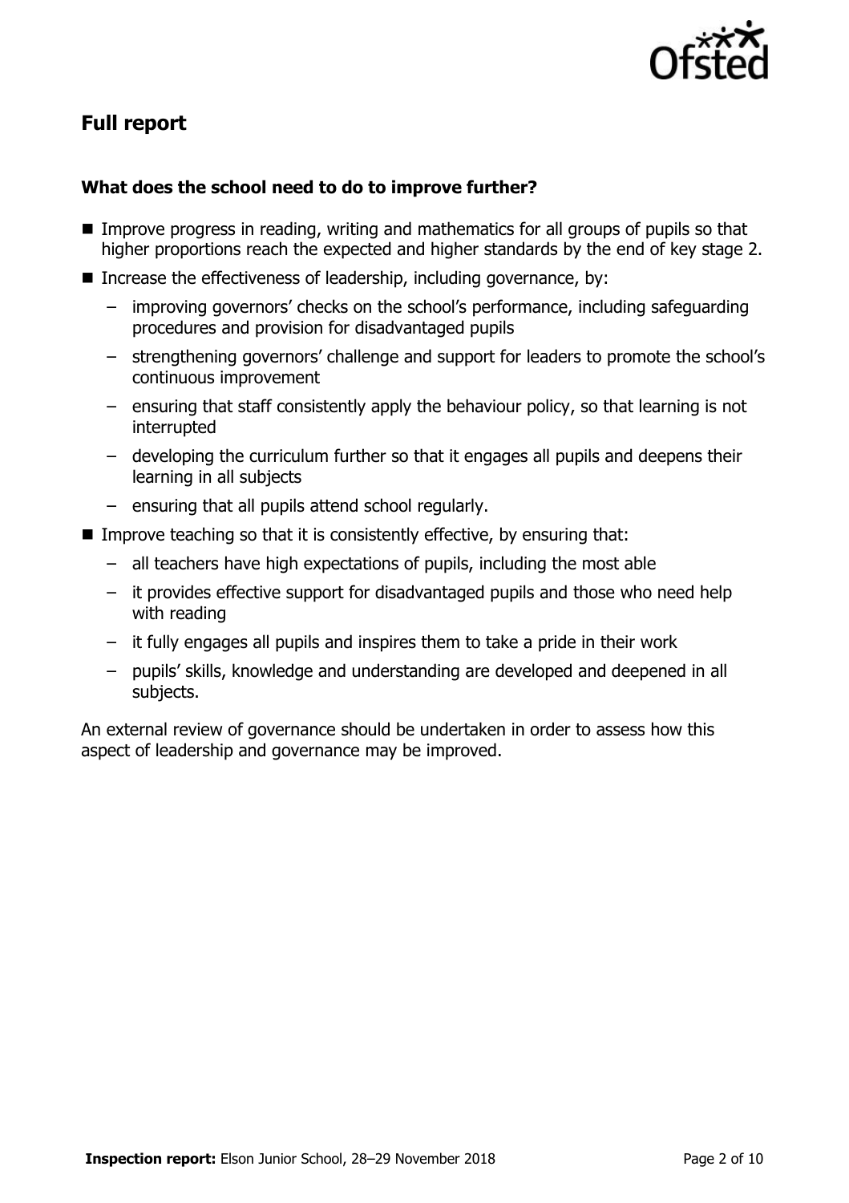## Full report

### What does the school need to do to improve further?

- Improve progress in reading, writing and mathematics for all groups of pupils so that higher proportions reach the expected and higher standards by the end of key stage 2.
- Increase the effectiveness of leadership, including governance, by:
  - improving governors' checks on the school's performance, including safeguarding procedures and provision for disadvantaged pupils
  - strengthening governors' challenge and support for leaders to promote the school's continuous improvement
  - ensuring that staff consistently apply the behaviour policy, so that learning is not interrupted
  - developing the curriculum further so that it engages all pupils and deepens their learning in all subjects
  - ensuring that all pupils attend school regularly.
- Improve teaching so that it is consistently effective, by ensuring that:
  - all teachers have high expectations of pupils, including the most able
  - it provides effective support for disadvantaged pupils and those who need help with reading
  - it fully engages all pupils and inspires them to take a pride in their work
  - pupils' skills, knowledge and understanding are developed and deepened in all subjects.

An external review of governance should be undertaken in order to assess how this aspect of leadership and governance may be improved.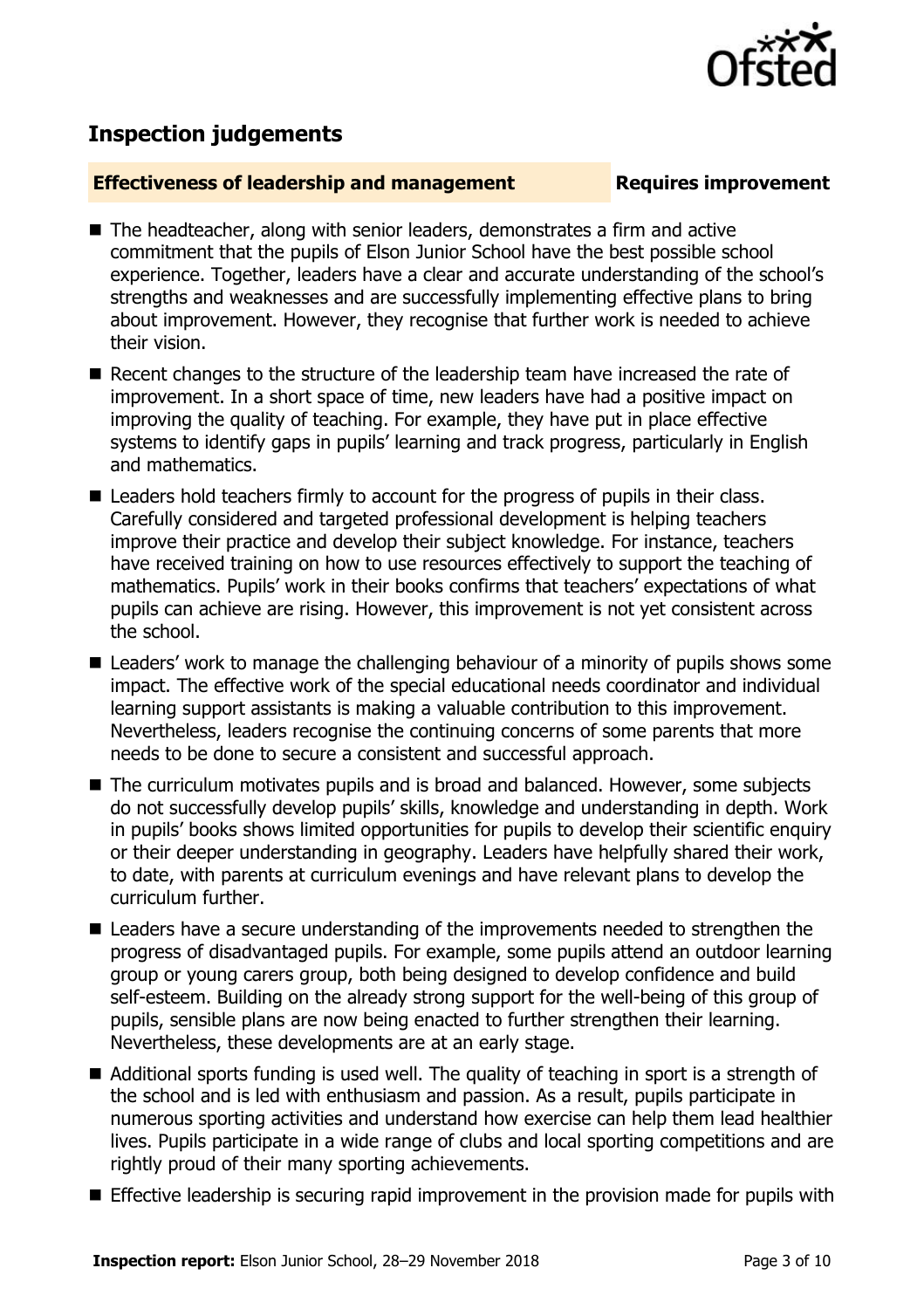## Inspection judgements

**Effectiveness of leadership and management** **Requires improvement**

- The headteacher, along with senior leaders, demonstrates a firm and active commitment that the pupils of Elson Junior School have the best possible school experience. Together, leaders have a clear and accurate understanding of the school's strengths and weaknesses and are successfully implementing effective plans to bring about improvement. However, they recognise that further work is needed to achieve their vision.
- Recent changes to the structure of the leadership team have increased the rate of improvement. In a short space of time, new leaders have had a positive impact on improving the quality of teaching. For example, they have put in place effective systems to identify gaps in pupils' learning and track progress, particularly in English and mathematics.
- Leaders hold teachers firmly to account for the progress of pupils in their class. Carefully considered and targeted professional development is helping teachers improve their practice and develop their subject knowledge. For instance, teachers have received training on how to use resources effectively to support the teaching of mathematics. Pupils' work in their books confirms that teachers' expectations of what pupils can achieve are rising. However, this improvement is not yet consistent across the school.
- Leaders' work to manage the challenging behaviour of a minority of pupils shows some impact. The effective work of the special educational needs coordinator and individual learning support assistants is making a valuable contribution to this improvement. Nevertheless, leaders recognise the continuing concerns of some parents that more needs to be done to secure a consistent and successful approach.
- The curriculum motivates pupils and is broad and balanced. However, some subjects do not successfully develop pupils' skills, knowledge and understanding in depth. Work in pupils' books shows limited opportunities for pupils to develop their scientific enquiry or their deeper understanding in geography. Leaders have helpfully shared their work, to date, with parents at curriculum evenings and have relevant plans to develop the curriculum further.
- Leaders have a secure understanding of the improvements needed to strengthen the progress of disadvantaged pupils. For example, some pupils attend an outdoor learning group or young carers group, both being designed to develop confidence and build self-esteem. Building on the already strong support for the well-being of this group of pupils, sensible plans are now being enacted to further strengthen their learning. Nevertheless, these developments are at an early stage.
- Additional sports funding is used well. The quality of teaching in sport is a strength of the school and is led with enthusiasm and passion. As a result, pupils participate in numerous sporting activities and understand how exercise can help them lead healthier lives. Pupils participate in a wide range of clubs and local sporting competitions and are rightly proud of their many sporting achievements.
- Effective leadership is securing rapid improvement in the provision made for pupils with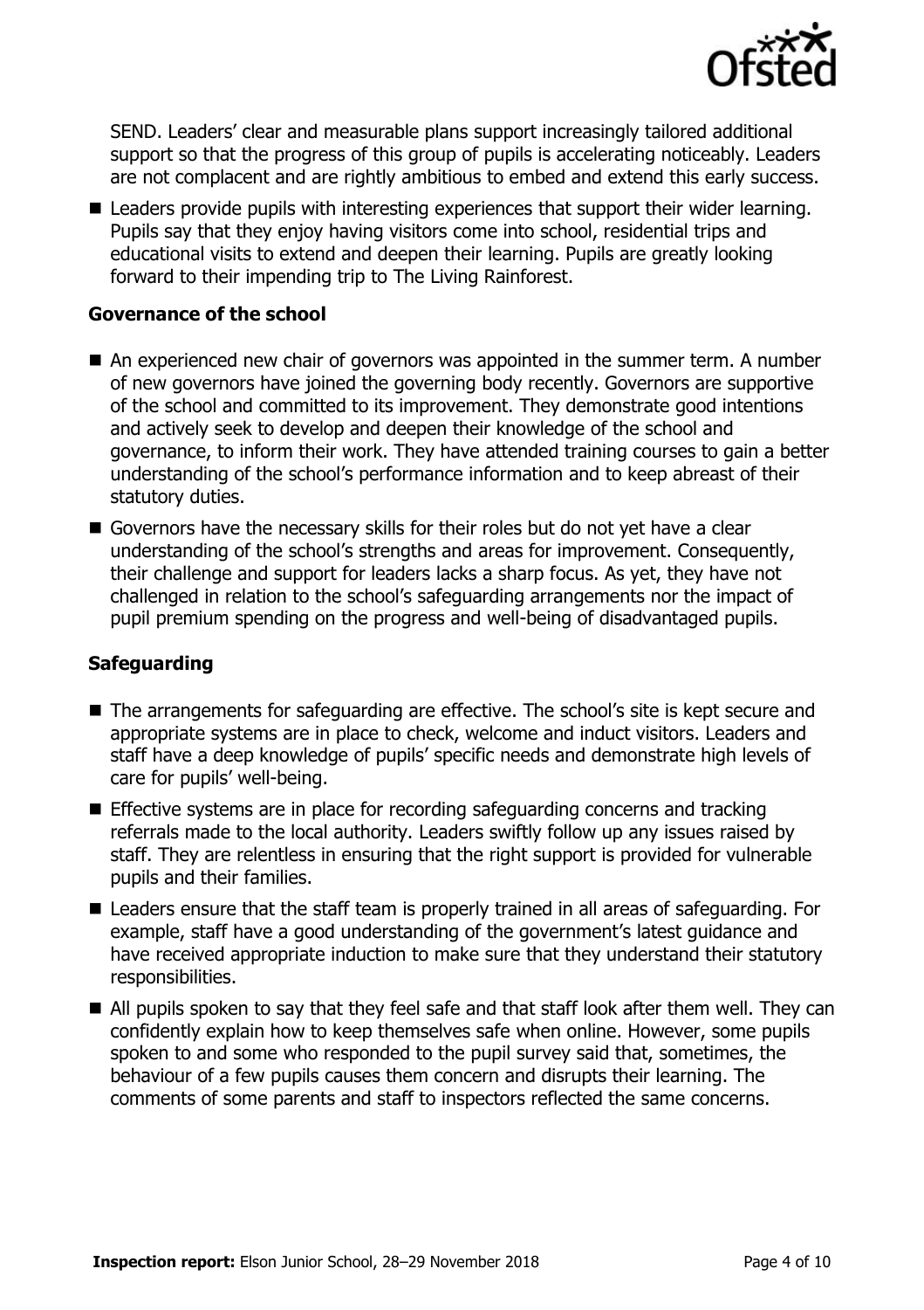SEND. Leaders' clear and measurable plans support increasingly tailored additional support so that the progress of this group of pupils is accelerating noticeably. Leaders are not complacent and are rightly ambitious to embed and extend this early success.

- Leaders provide pupils with interesting experiences that support their wider learning. Pupils say that they enjoy having visitors come into school, residential trips and educational visits to extend and deepen their learning. Pupils are greatly looking forward to their impending trip to The Living Rainforest.

### Governance of the school

- An experienced new chair of governors was appointed in the summer term. A number of new governors have joined the governing body recently. Governors are supportive of the school and committed to its improvement. They demonstrate good intentions and actively seek to develop and deepen their knowledge of the school and governance, to inform their work. They have attended training courses to gain a better understanding of the school's performance information and to keep abreast of their statutory duties.
- Governors have the necessary skills for their roles but do not yet have a clear understanding of the school's strengths and areas for improvement. Consequently, their challenge and support for leaders lacks a sharp focus. As yet, they have not challenged in relation to the school's safeguarding arrangements nor the impact of pupil premium spending on the progress and well-being of disadvantaged pupils.

### Safeguarding

- The arrangements for safeguarding are effective. The school's site is kept secure and appropriate systems are in place to check, welcome and induct visitors. Leaders and staff have a deep knowledge of pupils' specific needs and demonstrate high levels of care for pupils' well-being.
- Effective systems are in place for recording safeguarding concerns and tracking referrals made to the local authority. Leaders swiftly follow up any issues raised by staff. They are relentless in ensuring that the right support is provided for vulnerable pupils and their families.
- Leaders ensure that the staff team is properly trained in all areas of safeguarding. For example, staff have a good understanding of the government's latest guidance and have received appropriate induction to make sure that they understand their statutory responsibilities.
- All pupils spoken to say that they feel safe and that staff look after them well. They can confidently explain how to keep themselves safe when online. However, some pupils spoken to and some who responded to the pupil survey said that, sometimes, the behaviour of a few pupils causes them concern and disrupts their learning. The comments of some parents and staff to inspectors reflected the same concerns.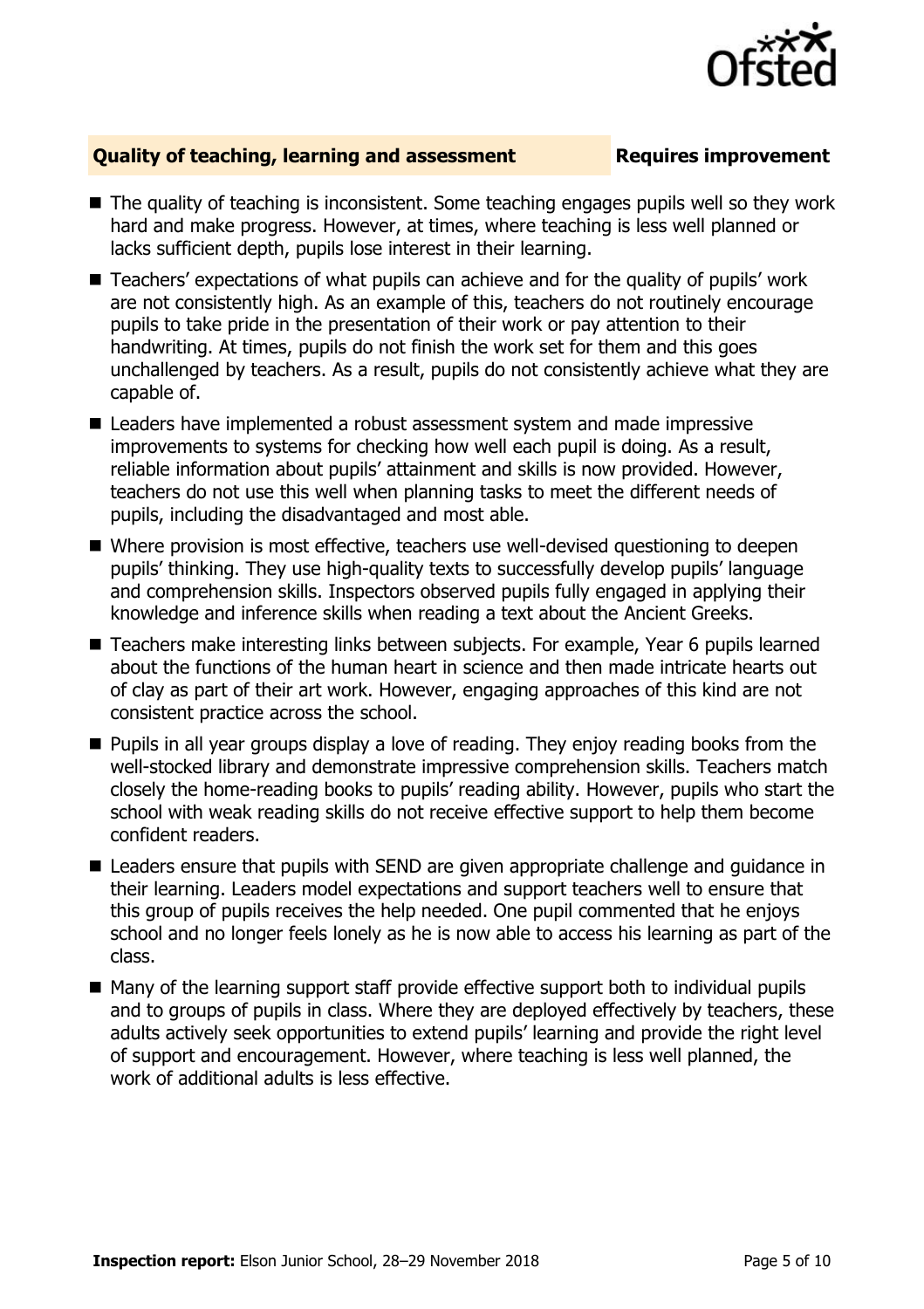## Quality of teaching, learning and assessment — Requires improvement

- The quality of teaching is inconsistent. Some teaching engages pupils well so they work hard and make progress. However, at times, where teaching is less well planned or lacks sufficient depth, pupils lose interest in their learning.
- Teachers' expectations of what pupils can achieve and for the quality of pupils' work are not consistently high. As an example of this, teachers do not routinely encourage pupils to take pride in the presentation of their work or pay attention to their handwriting. At times, pupils do not finish the work set for them and this goes unchallenged by teachers. As a result, pupils do not consistently achieve what they are capable of.
- Leaders have implemented a robust assessment system and made impressive improvements to systems for checking how well each pupil is doing. As a result, reliable information about pupils' attainment and skills is now provided. However, teachers do not use this well when planning tasks to meet the different needs of pupils, including the disadvantaged and most able.
- Where provision is most effective, teachers use well-devised questioning to deepen pupils' thinking. They use high-quality texts to successfully develop pupils' language and comprehension skills. Inspectors observed pupils fully engaged in applying their knowledge and inference skills when reading a text about the Ancient Greeks.
- Teachers make interesting links between subjects. For example, Year 6 pupils learned about the functions of the human heart in science and then made intricate hearts out of clay as part of their art work. However, engaging approaches of this kind are not consistent practice across the school.
- Pupils in all year groups display a love of reading. They enjoy reading books from the well-stocked library and demonstrate impressive comprehension skills. Teachers match closely the home-reading books to pupils' reading ability. However, pupils who start the school with weak reading skills do not receive effective support to help them become confident readers.
- Leaders ensure that pupils with SEND are given appropriate challenge and guidance in their learning. Leaders model expectations and support teachers well to ensure that this group of pupils receives the help needed. One pupil commented that he enjoys school and no longer feels lonely as he is now able to access his learning as part of the class.
- Many of the learning support staff provide effective support both to individual pupils and to groups of pupils in class. Where they are deployed effectively by teachers, these adults actively seek opportunities to extend pupils' learning and provide the right level of support and encouragement. However, where teaching is less well planned, the work of additional adults is less effective.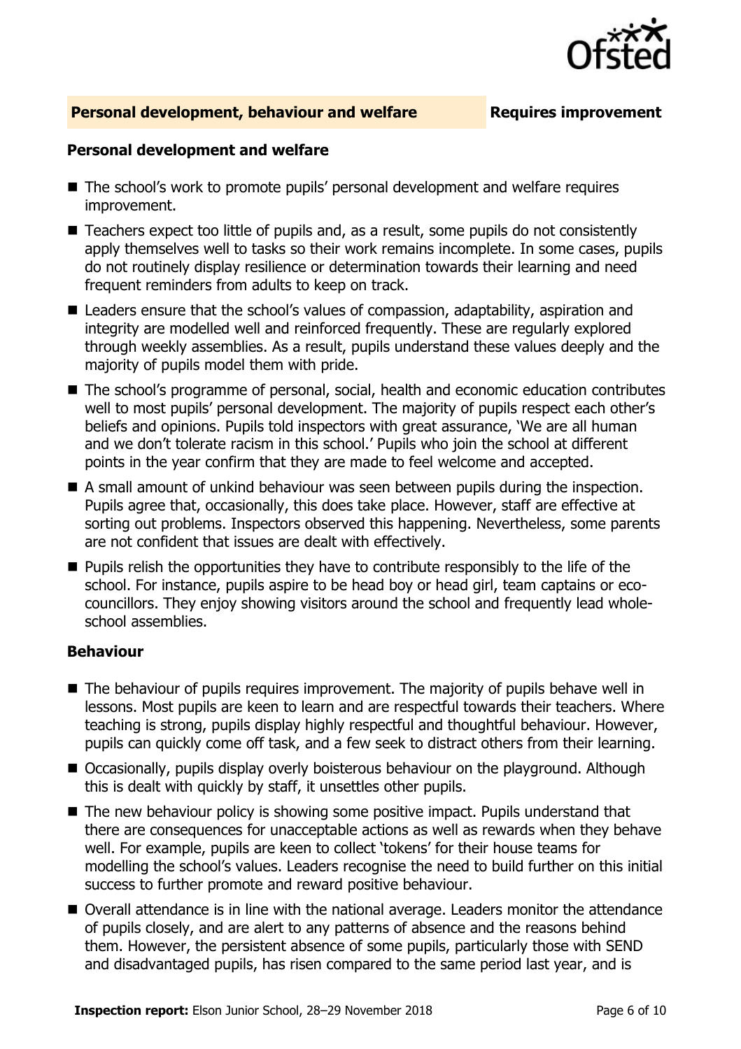## Personal development, behaviour and welfare — Requires improvement

### Personal development and welfare

- The school's work to promote pupils' personal development and welfare requires improvement.
- Teachers expect too little of pupils and, as a result, some pupils do not consistently apply themselves well to tasks so their work remains incomplete. In some cases, pupils do not routinely display resilience or determination towards their learning and need frequent reminders from adults to keep on track.
- Leaders ensure that the school's values of compassion, adaptability, aspiration and integrity are modelled well and reinforced frequently. These are regularly explored through weekly assemblies. As a result, pupils understand these values deeply and the majority of pupils model them with pride.
- The school's programme of personal, social, health and economic education contributes well to most pupils' personal development. The majority of pupils respect each other's beliefs and opinions. Pupils told inspectors with great assurance, 'We are all human and we don't tolerate racism in this school.' Pupils who join the school at different points in the year confirm that they are made to feel welcome and accepted.
- A small amount of unkind behaviour was seen between pupils during the inspection. Pupils agree that, occasionally, this does take place. However, staff are effective at sorting out problems. Inspectors observed this happening. Nevertheless, some parents are not confident that issues are dealt with effectively.
- Pupils relish the opportunities they have to contribute responsibly to the life of the school. For instance, pupils aspire to be head boy or head girl, team captains or eco-councillors. They enjoy showing visitors around the school and frequently lead whole-school assemblies.

### Behaviour

- The behaviour of pupils requires improvement. The majority of pupils behave well in lessons. Most pupils are keen to learn and are respectful towards their teachers. Where teaching is strong, pupils display highly respectful and thoughtful behaviour. However, pupils can quickly come off task, and a few seek to distract others from their learning.
- Occasionally, pupils display overly boisterous behaviour on the playground. Although this is dealt with quickly by staff, it unsettles other pupils.
- The new behaviour policy is showing some positive impact. Pupils understand that there are consequences for unacceptable actions as well as rewards when they behave well. For example, pupils are keen to collect 'tokens' for their house teams for modelling the school's values. Leaders recognise the need to build further on this initial success to further promote and reward positive behaviour.
- Overall attendance is in line with the national average. Leaders monitor the attendance of pupils closely, and are alert to any patterns of absence and the reasons behind them. However, the persistent absence of some pupils, particularly those with SEND and disadvantaged pupils, has risen compared to the same period last year, and is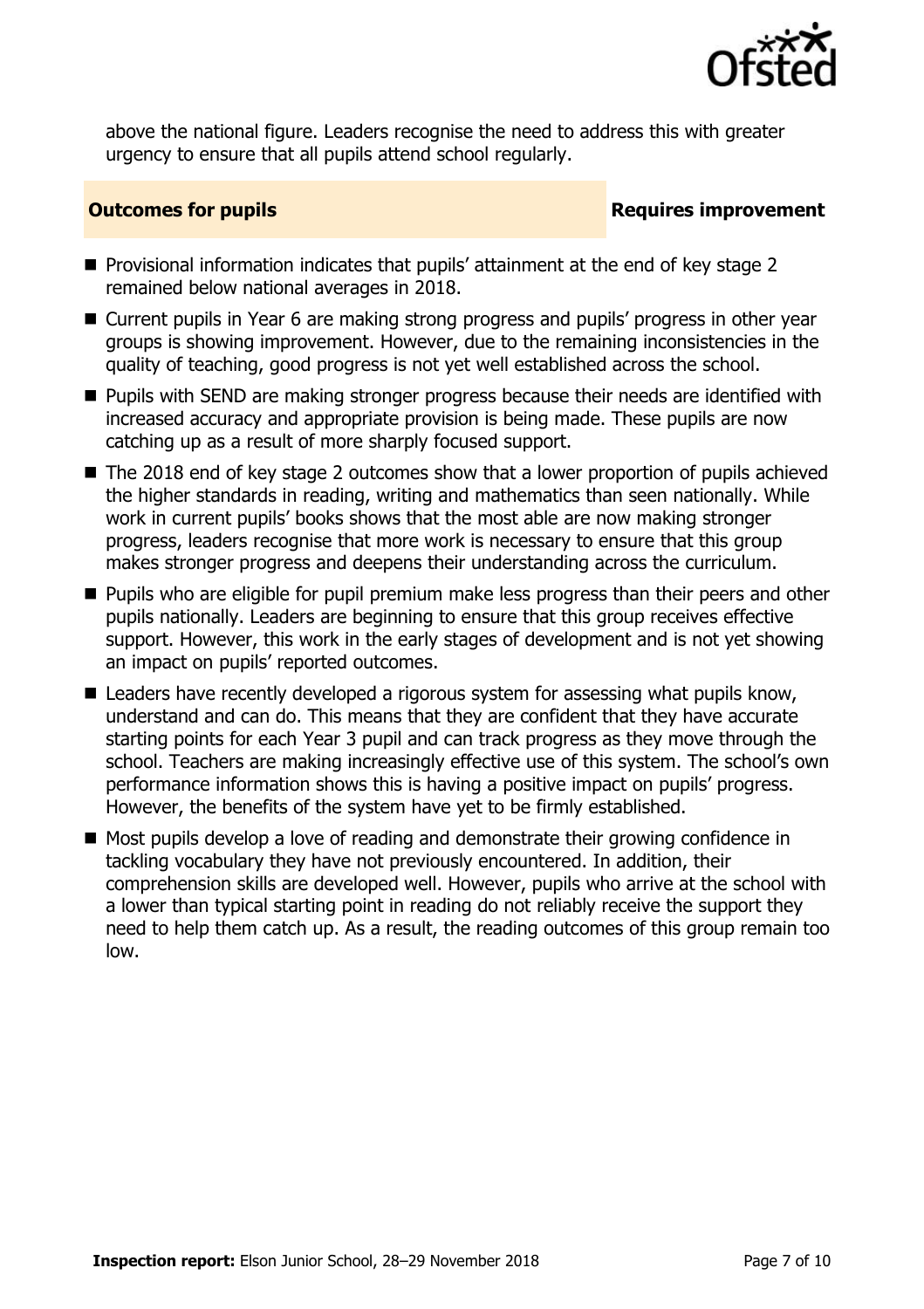above the national figure. Leaders recognise the need to address this with greater urgency to ensure that all pupils attend school regularly.

## Outcomes for pupils — Requires improvement

- Provisional information indicates that pupils' attainment at the end of key stage 2 remained below national averages in 2018.
- Current pupils in Year 6 are making strong progress and pupils' progress in other year groups is showing improvement. However, due to the remaining inconsistencies in the quality of teaching, good progress is not yet well established across the school.
- Pupils with SEND are making stronger progress because their needs are identified with increased accuracy and appropriate provision is being made. These pupils are now catching up as a result of more sharply focused support.
- The 2018 end of key stage 2 outcomes show that a lower proportion of pupils achieved the higher standards in reading, writing and mathematics than seen nationally. While work in current pupils' books shows that the most able are now making stronger progress, leaders recognise that more work is necessary to ensure that this group makes stronger progress and deepens their understanding across the curriculum.
- Pupils who are eligible for pupil premium make less progress than their peers and other pupils nationally. Leaders are beginning to ensure that this group receives effective support. However, this work in the early stages of development and is not yet showing an impact on pupils' reported outcomes.
- Leaders have recently developed a rigorous system for assessing what pupils know, understand and can do. This means that they are confident that they have accurate starting points for each Year 3 pupil and can track progress as they move through the school. Teachers are making increasingly effective use of this system. The school's own performance information shows this is having a positive impact on pupils' progress. However, the benefits of the system have yet to be firmly established.
- Most pupils develop a love of reading and demonstrate their growing confidence in tackling vocabulary they have not previously encountered. In addition, their comprehension skills are developed well. However, pupils who arrive at the school with a lower than typical starting point in reading do not reliably receive the support they need to help them catch up. As a result, the reading outcomes of this group remain too low.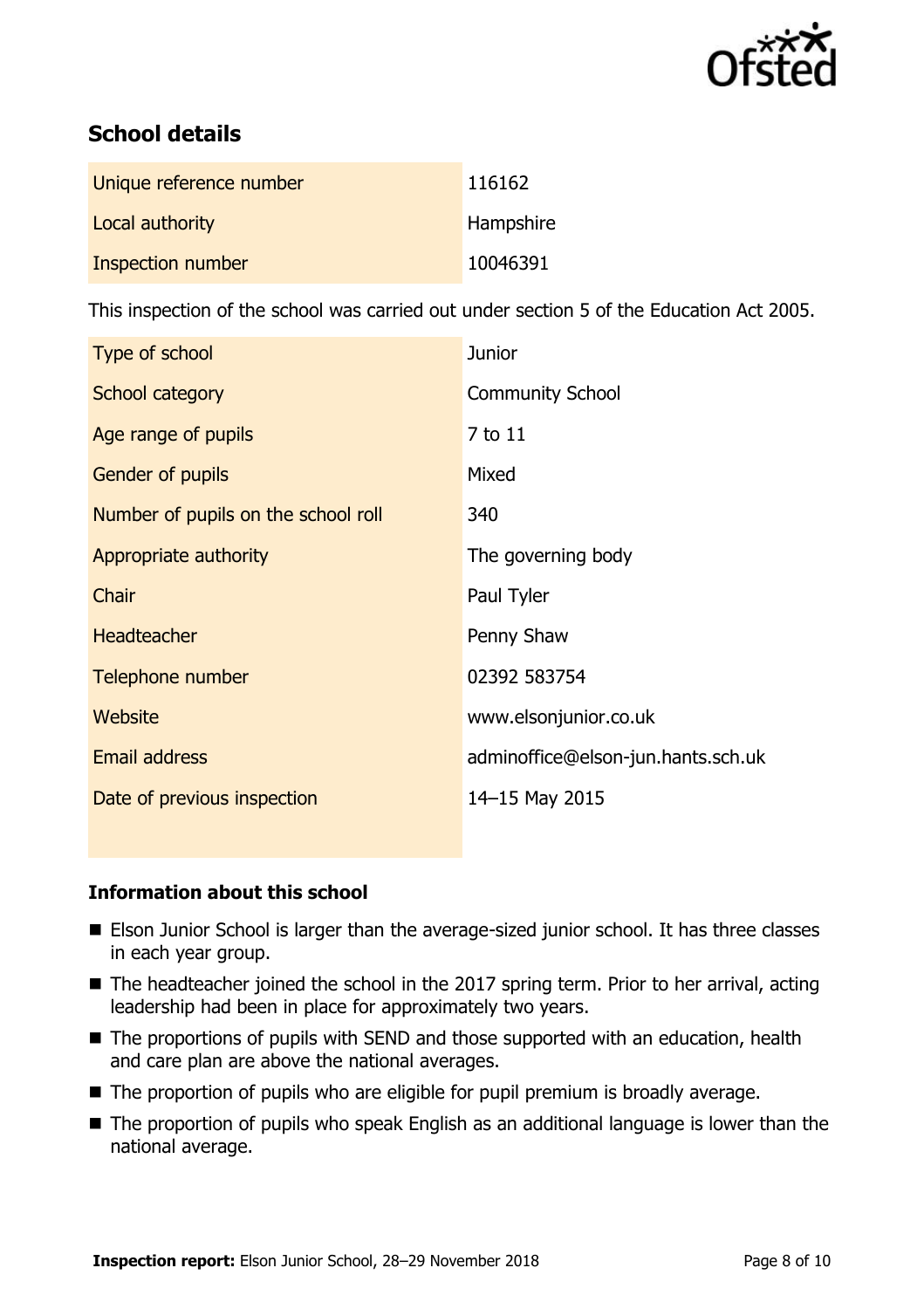## School details

| | |
|---|---|
| Unique reference number | 116162 |
| Local authority | Hampshire |
| Inspection number | 10046391 |

This inspection of the school was carried out under section 5 of the Education Act 2005.

| | |
|---|---|
| Type of school | Junior |
| School category | Community School |
| Age range of pupils | 7 to 11 |
| Gender of pupils | Mixed |
| Number of pupils on the school roll | 340 |
| Appropriate authority | The governing body |
| Chair | Paul Tyler |
| Headteacher | Penny Shaw |
| Telephone number | 02392 583754 |
| Website | www.elsonjunior.co.uk |
| Email address | adminoffice@elson-jun.hants.sch.uk |
| Date of previous inspection | 14–15 May 2015 |

### Information about this school

- Elson Junior School is larger than the average-sized junior school. It has three classes in each year group.
- The headteacher joined the school in the 2017 spring term. Prior to her arrival, acting leadership had been in place for approximately two years.
- The proportions of pupils with SEND and those supported with an education, health and care plan are above the national averages.
- The proportion of pupils who are eligible for pupil premium is broadly average.
- The proportion of pupils who speak English as an additional language is lower than the national average.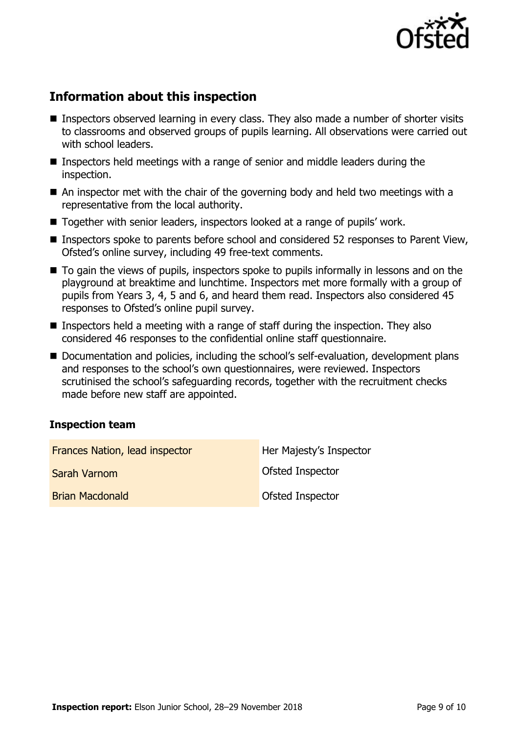## Information about this inspection

- Inspectors observed learning in every class. They also made a number of shorter visits to classrooms and observed groups of pupils learning. All observations were carried out with school leaders.
- Inspectors held meetings with a range of senior and middle leaders during the inspection.
- An inspector met with the chair of the governing body and held two meetings with a representative from the local authority.
- Together with senior leaders, inspectors looked at a range of pupils' work.
- Inspectors spoke to parents before school and considered 52 responses to Parent View, Ofsted's online survey, including 49 free-text comments.
- To gain the views of pupils, inspectors spoke to pupils informally in lessons and on the playground at breaktime and lunchtime. Inspectors met more formally with a group of pupils from Years 3, 4, 5 and 6, and heard them read. Inspectors also considered 45 responses to Ofsted's online pupil survey.
- Inspectors held a meeting with a range of staff during the inspection. They also considered 46 responses to the confidential online staff questionnaire.
- Documentation and policies, including the school's self-evaluation, development plans and responses to the school's own questionnaires, were reviewed. Inspectors scrutinised the school's safeguarding records, together with the recruitment checks made before new staff are appointed.

### Inspection team

| | |
|---|---|
| Frances Nation, lead inspector | Her Majesty's Inspector |
| Sarah Varnom | Ofsted Inspector |
| Brian Macdonald | Ofsted Inspector |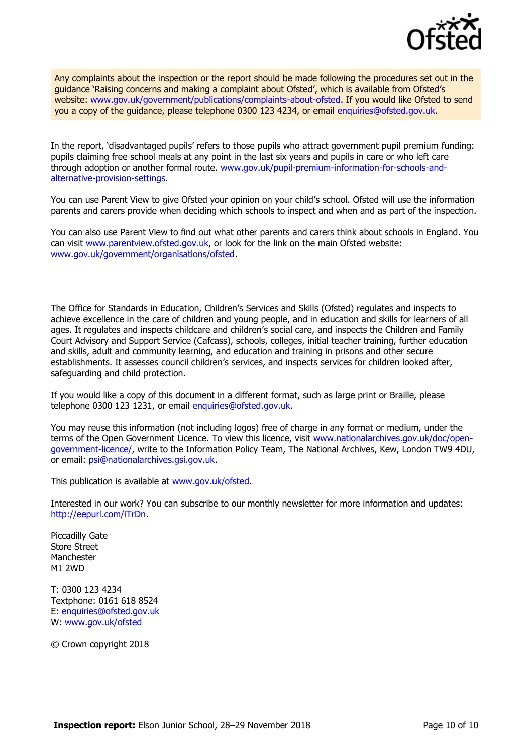Any complaints about the inspection or the report should be made following the procedures set out in the guidance 'Raising concerns and making a complaint about Ofsted', which is available from Ofsted's website: www.gov.uk/government/publications/complaints-about-ofsted. If you would like Ofsted to send you a copy of the guidance, please telephone 0300 123 4234, or email enquiries@ofsted.gov.uk.

In the report, 'disadvantaged pupils' refers to those pupils who attract government pupil premium funding: pupils claiming free school meals at any point in the last six years and pupils in care or who left care through adoption or another formal route. www.gov.uk/pupil-premium-information-for-schools-and-alternative-provision-settings.

You can use Parent View to give Ofsted your opinion on your child's school. Ofsted will use the information parents and carers provide when deciding which schools to inspect and when and as part of the inspection.

You can also use Parent View to find out what other parents and carers think about schools in England. You can visit www.parentview.ofsted.gov.uk, or look for the link on the main Ofsted website: www.gov.uk/government/organisations/ofsted.

The Office for Standards in Education, Children's Services and Skills (Ofsted) regulates and inspects to achieve excellence in the care of children and young people, and in education and skills for learners of all ages. It regulates and inspects childcare and children's social care, and inspects the Children and Family Court Advisory and Support Service (Cafcass), schools, colleges, initial teacher training, further education and skills, adult and community learning, and education and training in prisons and other secure establishments. It assesses council children's services, and inspects services for children looked after, safeguarding and child protection.

If you would like a copy of this document in a different format, such as large print or Braille, please telephone 0300 123 1231, or email enquiries@ofsted.gov.uk.

You may reuse this information (not including logos) free of charge in any format or medium, under the terms of the Open Government Licence. To view this licence, visit www.nationalarchives.gov.uk/doc/open-government-licence/, write to the Information Policy Team, The National Archives, Kew, London TW9 4DU, or email: psi@nationalarchives.gsi.gov.uk.

This publication is available at www.gov.uk/ofsted.

Interested in our work? You can subscribe to our monthly newsletter for more information and updates: http://eepurl.com/iTrDn.

Piccadilly Gate
Store Street
Manchester
M1 2WD

T: 0300 123 4234
Textphone: 0161 618 8524
E: enquiries@ofsted.gov.uk
W: www.gov.uk/ofsted

© Crown copyright 2018